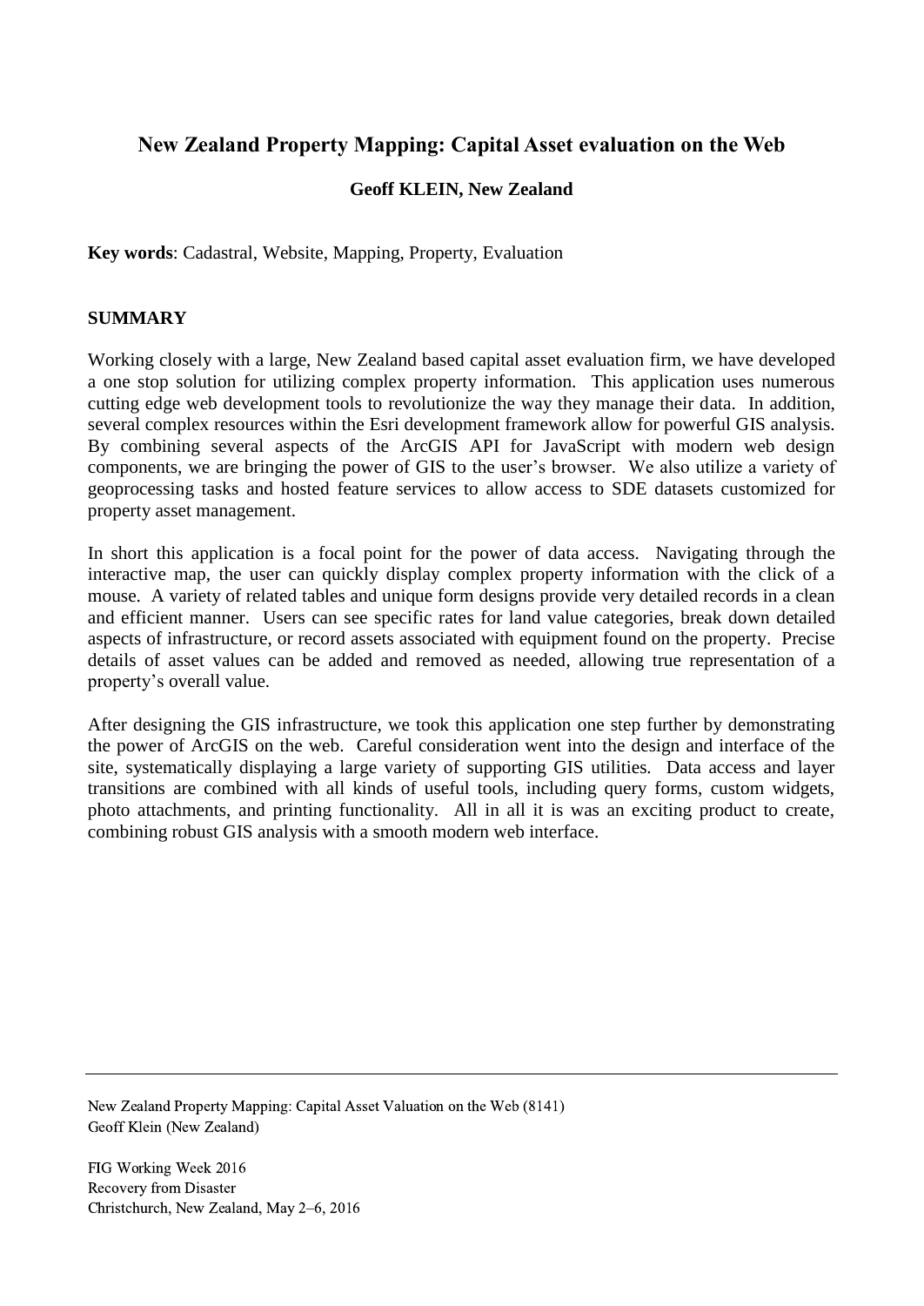# New Zealand Property Mapping: Capital Asset evaluation on the Web

**Geoff KLEIN, New Zealand**

**Key words**: Cadastral, Website, Mapping, Property, Evaluation

## SUMMARY

Working closely with a large, New Zealand based capital asset evaluation firm, we have developed a one stop solution for utilizing complex property information. This application uses numerous cutting edge web development tools to revolutionize the way they manage their data. In addition, several complex resources within the Esri development framework allow for powerful GIS analysis. By combining several aspects of the ArcGIS API for JavaScript with modern web design components, we are bringing the power of GIS to the user's browser. We also utilize a variety of geoprocessing tasks and hosted feature services to allow access to SDE datasets customized for property asset management.

In short this application is a focal point for the power of data access. Navigating through the interactive map, the user can quickly display complex property information with the click of a mouse. A variety of related tables and unique form designs provide very detailed records in a clean and efficient manner. Users can see specific rates for land value categories, break down detailed aspects of infrastructure, or record assets associated with equipment found on the property. Precise details of asset values can be added and removed as needed, allowing true representation of a property's overall value.

After designing the GIS infrastructure, we took this application one step further by demonstrating the power of ArcGIS on the web. Careful consideration went into the design and interface of the site, systematically displaying a large variety of supporting GIS utilities. Data access and layer transitions are combined with all kinds of useful tools, including query forms, custom widgets, photo attachments, and printing functionality. All in all it is was an exciting product to create, combining robust GIS analysis with a smooth modern web interface.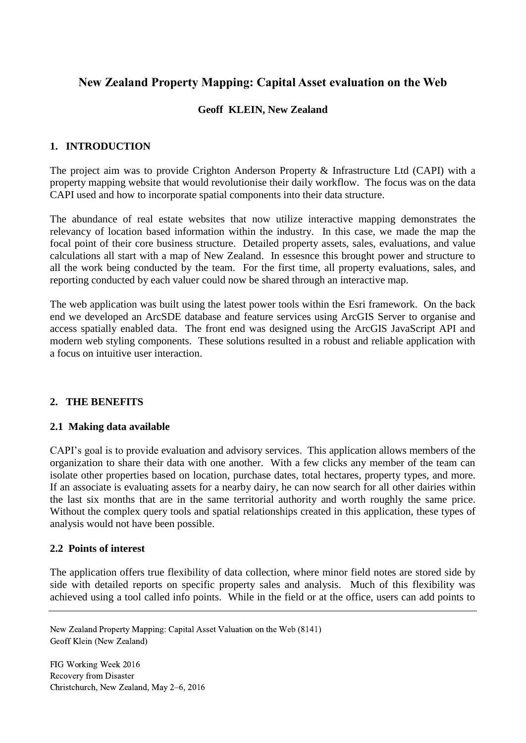# New Zealand Property Mapping: Capital Asset evaluation on the Web

**Geoff KLEIN, New Zealand**

## 1. INTRODUCTION

The project aim was to provide Crighton Anderson Property & Infrastructure Ltd (CAPI) with a property mapping website that would revolutionise their daily workflow. The focus was on the data CAPI used and how to incorporate spatial components into their data structure.

The abundance of real estate websites that now utilize interactive mapping demonstrates the relevancy of location based information within the industry. In this case, we made the map the focal point of their core business structure. Detailed property assets, sales, evaluations, and value calculations all start with a map of New Zealand. In essesnce this brought power and structure to all the work being conducted by the team. For the first time, all property evaluations, sales, and reporting conducted by each valuer could now be shared through an interactive map.

The web application was built using the latest power tools within the Esri framework. On the back end we developed an ArcSDE database and feature services using ArcGIS Server to organise and access spatially enabled data. The front end was designed using the ArcGIS JavaScript API and modern web styling components. These solutions resulted in a robust and reliable application with a focus on intuitive user interaction.

## 2. THE BENEFITS

### 2.1 Making data available

CAPI's goal is to provide evaluation and advisory services. This application allows members of the organization to share their data with one another. With a few clicks any member of the team can isolate other properties based on location, purchase dates, total hectares, property types, and more. If an associate is evaluating assets for a nearby dairy, he can now search for all other dairies within the last six months that are in the same territorial authority and worth roughly the same price. Without the complex query tools and spatial relationships created in this application, these types of analysis would not have been possible.

### 2.2 Points of interest

The application offers true flexibility of data collection, where minor field notes are stored side by side with detailed reports on specific property sales and analysis. Much of this flexibility was achieved using a tool called info points. While in the field or at the office, users can add points to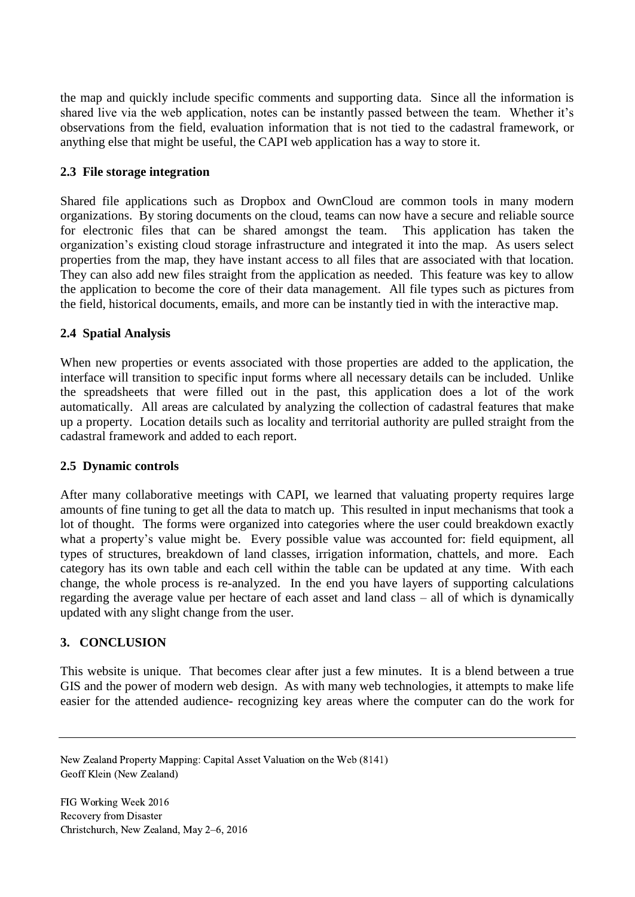the map and quickly include specific comments and supporting data. Since all the information is shared live via the web application, notes can be instantly passed between the team. Whether it's observations from the field, evaluation information that is not tied to the cadastral framework, or anything else that might be useful, the CAPI web application has a way to store it.

### 2.3 File storage integration

Shared file applications such as Dropbox and OwnCloud are common tools in many modern organizations. By storing documents on the cloud, teams can now have a secure and reliable source for electronic files that can be shared amongst the team. This application has taken the organization's existing cloud storage infrastructure and integrated it into the map. As users select properties from the map, they have instant access to all files that are associated with that location. They can also add new files straight from the application as needed. This feature was key to allow the application to become the core of their data management. All file types such as pictures from the field, historical documents, emails, and more can be instantly tied in with the interactive map.

### 2.4 Spatial Analysis

When new properties or events associated with those properties are added to the application, the interface will transition to specific input forms where all necessary details can be included. Unlike the spreadsheets that were filled out in the past, this application does a lot of the work automatically. All areas are calculated by analyzing the collection of cadastral features that make up a property. Location details such as locality and territorial authority are pulled straight from the cadastral framework and added to each report.

### 2.5 Dynamic controls

After many collaborative meetings with CAPI, we learned that valuating property requires large amounts of fine tuning to get all the data to match up. This resulted in input mechanisms that took a lot of thought. The forms were organized into categories where the user could breakdown exactly what a property's value might be. Every possible value was accounted for: field equipment, all types of structures, breakdown of land classes, irrigation information, chattels, and more. Each category has its own table and each cell within the table can be updated at any time. With each change, the whole process is re-analyzed. In the end you have layers of supporting calculations regarding the average value per hectare of each asset and land class – all of which is dynamically updated with any slight change from the user.

## 3. CONCLUSION

This website is unique. That becomes clear after just a few minutes. It is a blend between a true GIS and the power of modern web design. As with many web technologies, it attempts to make life easier for the attended audience- recognizing key areas where the computer can do the work for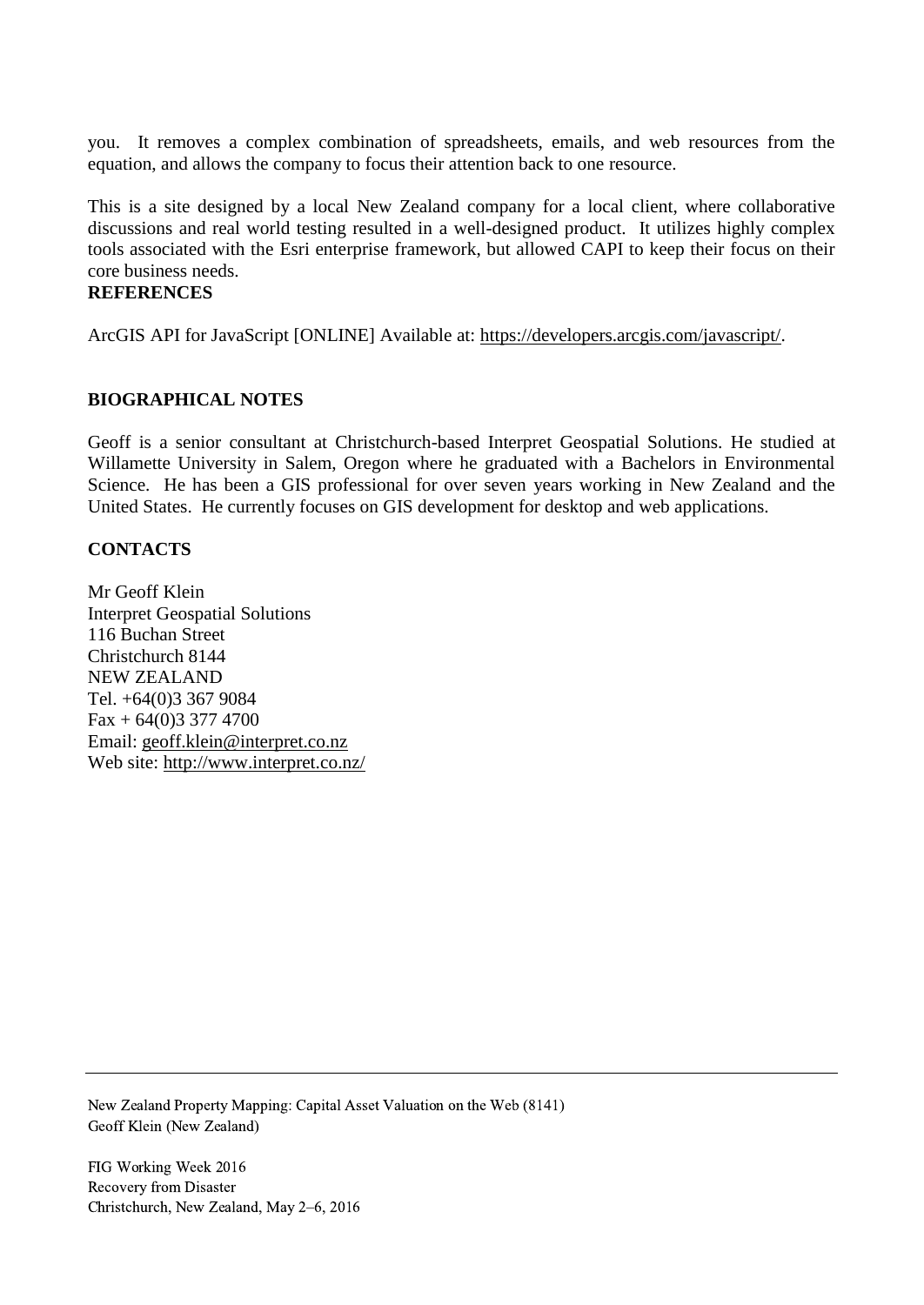you. It removes a complex combination of spreadsheets, emails, and web resources from the equation, and allows the company to focus their attention back to one resource.

This is a site designed by a local New Zealand company for a local client, where collaborative discussions and real world testing resulted in a well-designed product. It utilizes highly complex tools associated with the Esri enterprise framework, but allowed CAPI to keep their focus on their core business needs.

## REFERENCES

ArcGIS API for JavaScript [ONLINE] Available at: https://developers.arcgis.com/javascript/.

## BIOGRAPHICAL NOTES

Geoff is a senior consultant at Christchurch-based Interpret Geospatial Solutions. He studied at Willamette University in Salem, Oregon where he graduated with a Bachelors in Environmental Science. He has been a GIS professional for over seven years working in New Zealand and the United States. He currently focuses on GIS development for desktop and web applications.

## CONTACTS

Mr Geoff Klein
Interpret Geospatial Solutions
116 Buchan Street
Christchurch 8144
NEW ZEALAND
Tel. +64(0)3 367 9084
Fax + 64(0)3 377 4700
Email: geoff.klein@interpret.co.nz
Web site: http://www.interpret.co.nz/